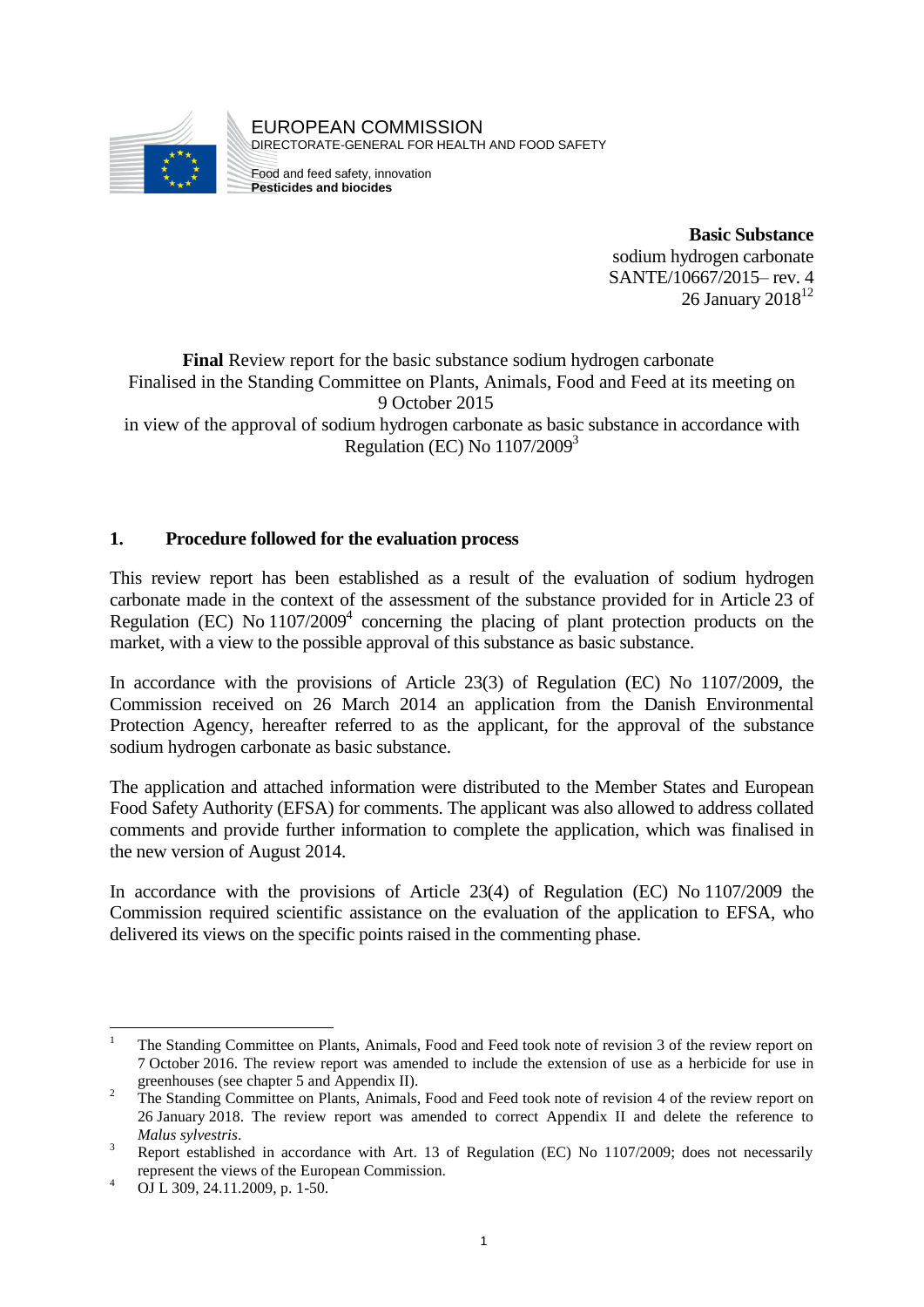EUROPEAN COMMISSION
DIRECTORATE-GENERAL FOR HEALTH AND FOOD SAFETY

Food and feed safety, innovation
**Pesticides and biocides**

**Basic Substance**
sodium hydrogen carbonate
SANTE/10667/2015– rev. 4
26 January 2018[1][2]

**Final** Review report for the basic substance sodium hydrogen carbonate
Finalised in the Standing Committee on Plants, Animals, Food and Feed at its meeting on 9 October 2015
in view of the approval of sodium hydrogen carbonate as basic substance in accordance with Regulation (EC) No 1107/2009[3]

## 1. Procedure followed for the evaluation process

This review report has been established as a result of the evaluation of sodium hydrogen carbonate made in the context of the assessment of the substance provided for in Article 23 of Regulation (EC) No 1107/2009[4] concerning the placing of plant protection products on the market, with a view to the possible approval of this substance as basic substance.

In accordance with the provisions of Article 23(3) of Regulation (EC) No 1107/2009, the Commission received on 26 March 2014 an application from the Danish Environmental Protection Agency, hereafter referred to as the applicant, for the approval of the substance sodium hydrogen carbonate as basic substance.

The application and attached information were distributed to the Member States and European Food Safety Authority (EFSA) for comments. The applicant was also allowed to address collated comments and provide further information to complete the application, which was finalised in the new version of August 2014.

In accordance with the provisions of Article 23(4) of Regulation (EC) No 1107/2009 the Commission required scientific assistance on the evaluation of the application to EFSA, who delivered its views on the specific points raised in the commenting phase.

---

[1] The Standing Committee on Plants, Animals, Food and Feed took note of revision 3 of the review report on 7 October 2016. The review report was amended to include the extension of use as a herbicide for use in greenhouses (see chapter 5 and Appendix II).

[2] The Standing Committee on Plants, Animals, Food and Feed took note of revision 4 of the review report on 26 January 2018. The review report was amended to correct Appendix II and delete the reference to *Malus sylvestris*.

[3] Report established in accordance with Art. 13 of Regulation (EC) No 1107/2009; does not necessarily represent the views of the European Commission.

[4] OJ L 309, 24.11.2009, p. 1-50.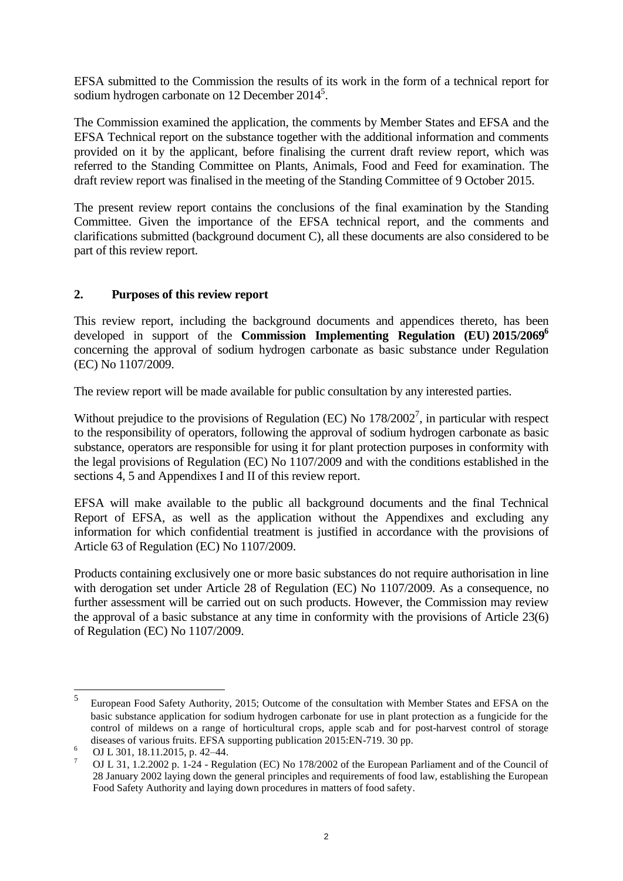EFSA submitted to the Commission the results of its work in the form of a technical report for sodium hydrogen carbonate on 12 December 2014[5].

The Commission examined the application, the comments by Member States and EFSA and the EFSA Technical report on the substance together with the additional information and comments provided on it by the applicant, before finalising the current draft review report, which was referred to the Standing Committee on Plants, Animals, Food and Feed for examination. The draft review report was finalised in the meeting of the Standing Committee of 9 October 2015.

The present review report contains the conclusions of the final examination by the Standing Committee. Given the importance of the EFSA technical report, and the comments and clarifications submitted (background document C), all these documents are also considered to be part of this review report.

## 2. Purposes of this review report

This review report, including the background documents and appendices thereto, has been developed in support of the **Commission Implementing Regulation (EU) 2015/2069**[6] concerning the approval of sodium hydrogen carbonate as basic substance under Regulation (EC) No 1107/2009.

The review report will be made available for public consultation by any interested parties.

Without prejudice to the provisions of Regulation (EC) No 178/2002[7], in particular with respect to the responsibility of operators, following the approval of sodium hydrogen carbonate as basic substance, operators are responsible for using it for plant protection purposes in conformity with the legal provisions of Regulation (EC) No 1107/2009 and with the conditions established in the sections 4, 5 and Appendixes I and II of this review report.

EFSA will make available to the public all background documents and the final Technical Report of EFSA, as well as the application without the Appendixes and excluding any information for which confidential treatment is justified in accordance with the provisions of Article 63 of Regulation (EC) No 1107/2009.

Products containing exclusively one or more basic substances do not require authorisation in line with derogation set under Article 28 of Regulation (EC) No 1107/2009. As a consequence, no further assessment will be carried out on such products. However, the Commission may review the approval of a basic substance at any time in conformity with the provisions of Article 23(6) of Regulation (EC) No 1107/2009.

---

[5] European Food Safety Authority, 2015; Outcome of the consultation with Member States and EFSA on the basic substance application for sodium hydrogen carbonate for use in plant protection as a fungicide for the control of mildews on a range of horticultural crops, apple scab and for post-harvest control of storage diseases of various fruits. EFSA supporting publication 2015:EN-719. 30 pp.

[6] OJ L 301, 18.11.2015, p. 42–44.

[7] OJ L 31, 1.2.2002 p. 1-24 - Regulation (EC) No 178/2002 of the European Parliament and of the Council of 28 January 2002 laying down the general principles and requirements of food law, establishing the European Food Safety Authority and laying down procedures in matters of food safety.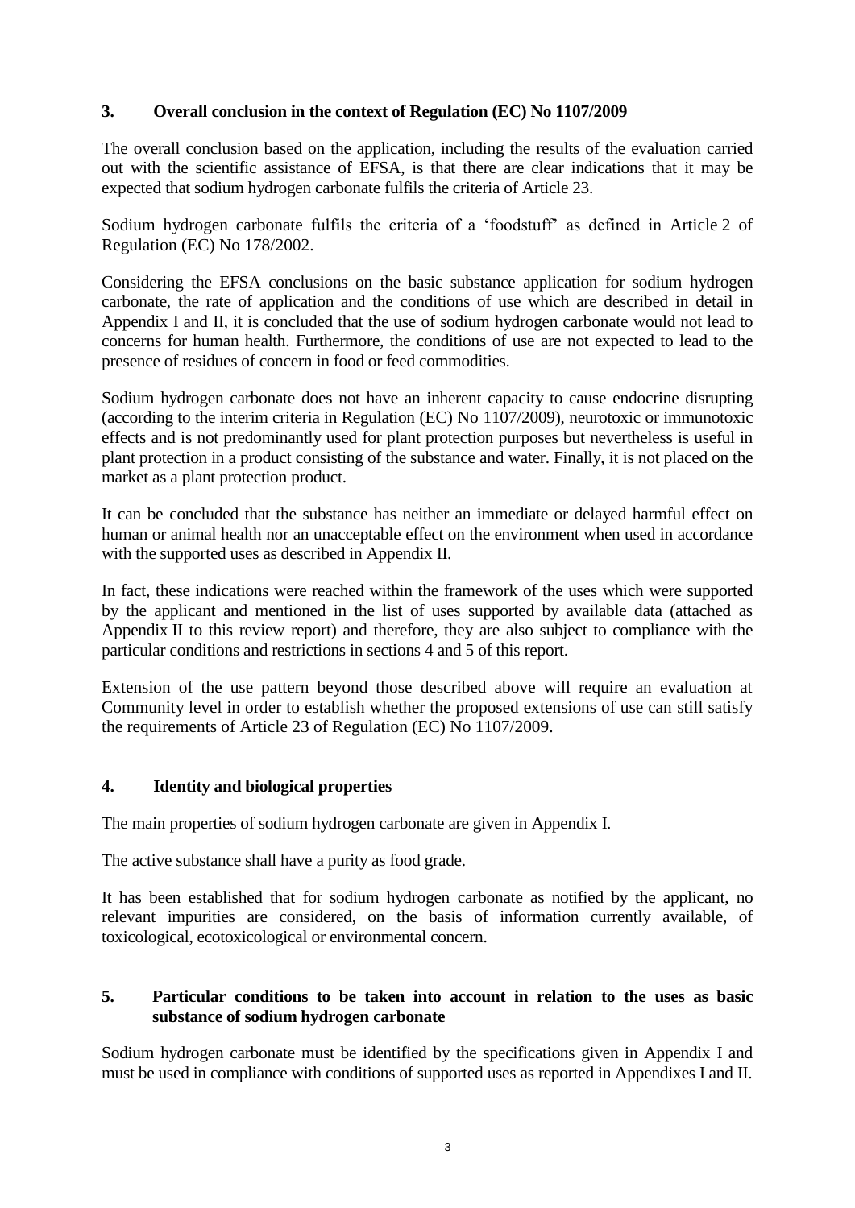## 3. Overall conclusion in the context of Regulation (EC) No 1107/2009

The overall conclusion based on the application, including the results of the evaluation carried out with the scientific assistance of EFSA, is that there are clear indications that it may be expected that sodium hydrogen carbonate fulfils the criteria of Article 23.

Sodium hydrogen carbonate fulfils the criteria of a 'foodstuff' as defined in Article 2 of Regulation (EC) No 178/2002.

Considering the EFSA conclusions on the basic substance application for sodium hydrogen carbonate, the rate of application and the conditions of use which are described in detail in Appendix I and II, it is concluded that the use of sodium hydrogen carbonate would not lead to concerns for human health. Furthermore, the conditions of use are not expected to lead to the presence of residues of concern in food or feed commodities.

Sodium hydrogen carbonate does not have an inherent capacity to cause endocrine disrupting (according to the interim criteria in Regulation (EC) No 1107/2009), neurotoxic or immunotoxic effects and is not predominantly used for plant protection purposes but nevertheless is useful in plant protection in a product consisting of the substance and water. Finally, it is not placed on the market as a plant protection product.

It can be concluded that the substance has neither an immediate or delayed harmful effect on human or animal health nor an unacceptable effect on the environment when used in accordance with the supported uses as described in Appendix II.

In fact, these indications were reached within the framework of the uses which were supported by the applicant and mentioned in the list of uses supported by available data (attached as Appendix II to this review report) and therefore, they are also subject to compliance with the particular conditions and restrictions in sections 4 and 5 of this report.

Extension of the use pattern beyond those described above will require an evaluation at Community level in order to establish whether the proposed extensions of use can still satisfy the requirements of Article 23 of Regulation (EC) No 1107/2009.

## 4. Identity and biological properties

The main properties of sodium hydrogen carbonate are given in Appendix I.

The active substance shall have a purity as food grade.

It has been established that for sodium hydrogen carbonate as notified by the applicant, no relevant impurities are considered, on the basis of information currently available, of toxicological, ecotoxicological or environmental concern.

## 5. Particular conditions to be taken into account in relation to the uses as basic substance of sodium hydrogen carbonate

Sodium hydrogen carbonate must be identified by the specifications given in Appendix I and must be used in compliance with conditions of supported uses as reported in Appendixes I and II.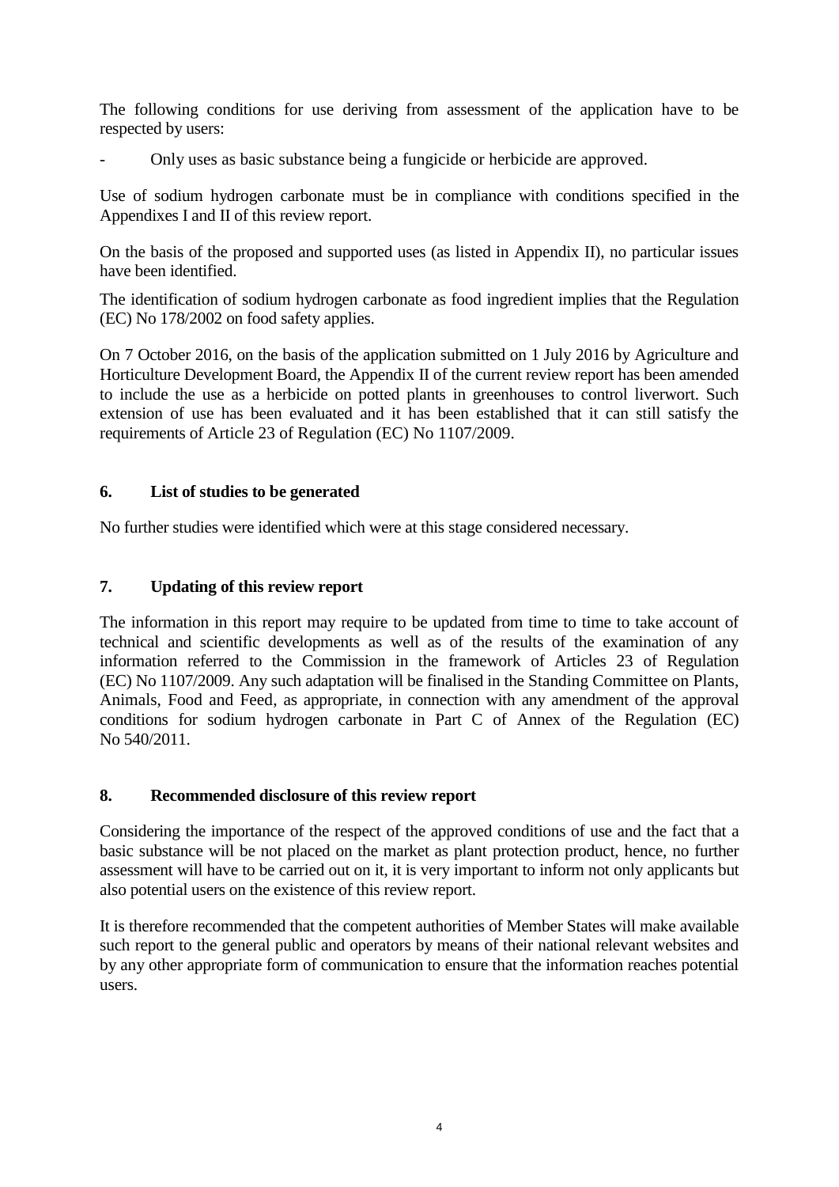The following conditions for use deriving from assessment of the application have to be respected by users:

- Only uses as basic substance being a fungicide or herbicide are approved.

Use of sodium hydrogen carbonate must be in compliance with conditions specified in the Appendixes I and II of this review report.

On the basis of the proposed and supported uses (as listed in Appendix II), no particular issues have been identified.

The identification of sodium hydrogen carbonate as food ingredient implies that the Regulation (EC) No 178/2002 on food safety applies.

On 7 October 2016, on the basis of the application submitted on 1 July 2016 by Agriculture and Horticulture Development Board, the Appendix II of the current review report has been amended to include the use as a herbicide on potted plants in greenhouses to control liverwort. Such extension of use has been evaluated and it has been established that it can still satisfy the requirements of Article 23 of Regulation (EC) No 1107/2009.

## 6. List of studies to be generated

No further studies were identified which were at this stage considered necessary.

## 7. Updating of this review report

The information in this report may require to be updated from time to time to take account of technical and scientific developments as well as of the results of the examination of any information referred to the Commission in the framework of Articles 23 of Regulation (EC) No 1107/2009. Any such adaptation will be finalised in the Standing Committee on Plants, Animals, Food and Feed, as appropriate, in connection with any amendment of the approval conditions for sodium hydrogen carbonate in Part C of Annex of the Regulation (EC) No 540/2011.

## 8. Recommended disclosure of this review report

Considering the importance of the respect of the approved conditions of use and the fact that a basic substance will be not placed on the market as plant protection product, hence, no further assessment will have to be carried out on it, it is very important to inform not only applicants but also potential users on the existence of this review report.

It is therefore recommended that the competent authorities of Member States will make available such report to the general public and operators by means of their national relevant websites and by any other appropriate form of communication to ensure that the information reaches potential users.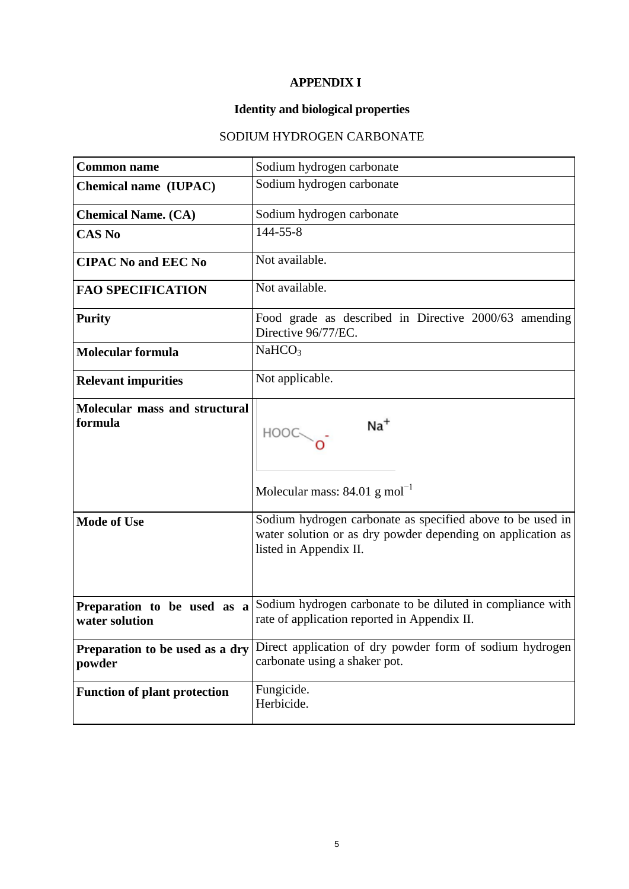# APPENDIX I

## Identity and biological properties

SODIUM HYDROGEN CARBONATE

| | |
|---|---|
| **Common name** | Sodium hydrogen carbonate |
| **Chemical name (IUPAC)** | Sodium hydrogen carbonate |
| **Chemical Name. (CA)** | Sodium hydrogen carbonate |
| **CAS No** | 144-55-8 |
| **CIPAC No and EEC No** | Not available. |
| **FAO SPECIFICATION** | Not available. |
| **Purity** | Food grade as described in Directive 2000/63 amending Directive 96/77/EC. |
| **Molecular formula** | $NaHCO_3$ |
| **Relevant impurities** | Not applicable. |
| **Molecular mass and structural formula** | HOOC–$O^-$ $Na^+$<br>Molecular mass: 84.01 g $mol^{-1}$ |
| **Mode of Use** | Sodium hydrogen carbonate as specified above to be used in water solution or as dry powder depending on application as listed in Appendix II. |
| **Preparation to be used as a water solution** | Sodium hydrogen carbonate to be diluted in compliance with rate of application reported in Appendix II. |
| **Preparation to be used as a dry powder** | Direct application of dry powder form of sodium hydrogen carbonate using a shaker pot. |
| **Function of plant protection** | Fungicide.<br>Herbicide. |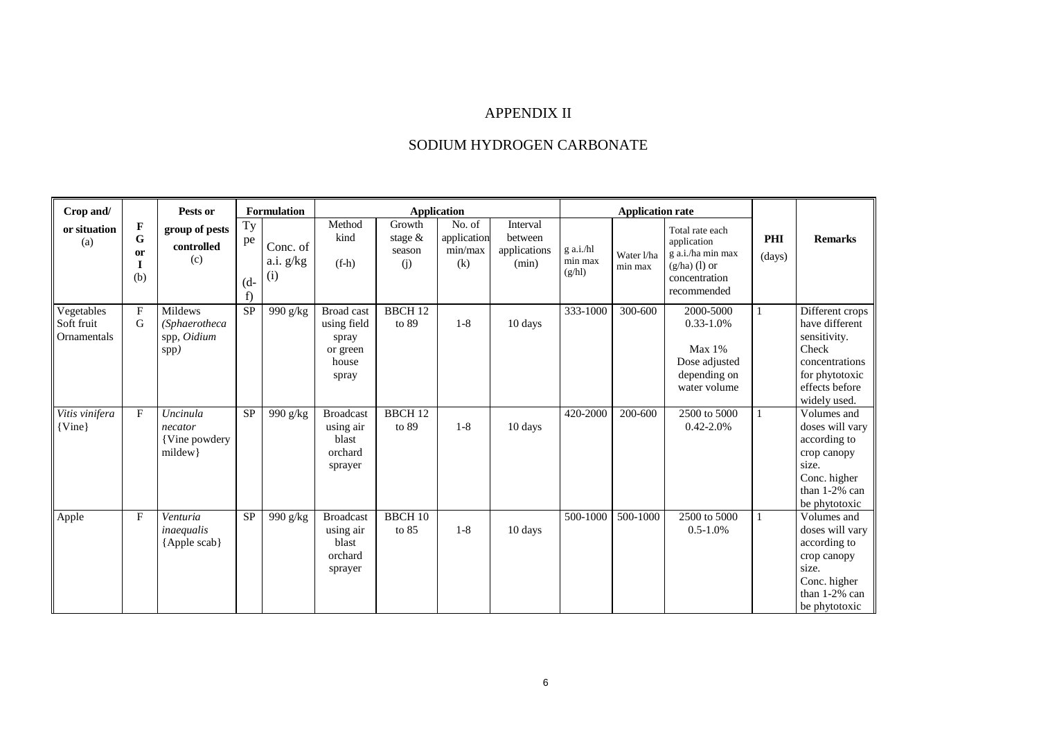# APPENDIX II

## SODIUM HYDROGEN CARBONATE

| Crop and/ or situation (a) | F G or I (b) | Pests or group of pests controlled (c) | Formulation | | Application | | | | Application rate | | | PHI (days) | Remarks |
|---|---|---|---|---|---|---|---|---|---|---|---|---|---|
| | | | Type (d-f) | Conc. of a.i. g/kg (i) | Method kind (f-h) | Growth stage & season (j) | No. of application min/max (k) | Interval between applications (min) | g a.i./hl min max (g/hl) | Water l/ha min max | Total rate each application g a.i./ha min max (g/ha) (l) or concentration recommended | | |
| Vegetables Soft fruit Ornamentals | F G | Mildews (*Sphaerotheca* spp, *Oidium* spp*)* | SP | 990 g/kg | Broad cast using field spray or green house spray | BBCH 12 to 89 | 1-8 | 10 days | 333-1000 | 300-600 | 2000-5000 0.33-1.0% Max 1% Dose adjusted depending on water volume | 1 | Different crops have different sensitivity. Check concentrations for phytotoxic effects before widely used. |
| *Vitis vinifera* {Vine} | F | *Uncinula necator* {Vine powdery mildew} | SP | 990 g/kg | Broadcast using air blast orchard sprayer | BBCH 12 to 89 | 1-8 | 10 days | 420-2000 | 200-600 | 2500 to 5000 0.42-2.0% | 1 | Volumes and doses will vary according to crop canopy size. Conc. higher than 1-2% can be phytotoxic |
| Apple | F | *Venturia inaequalis* {Apple scab} | SP | 990 g/kg | Broadcast using air blast orchard sprayer | BBCH 10 to 85 | 1-8 | 10 days | 500-1000 | 500-1000 | 2500 to 5000 0.5-1.0% | 1 | Volumes and doses will vary according to crop canopy size. Conc. higher than 1-2% can be phytotoxic |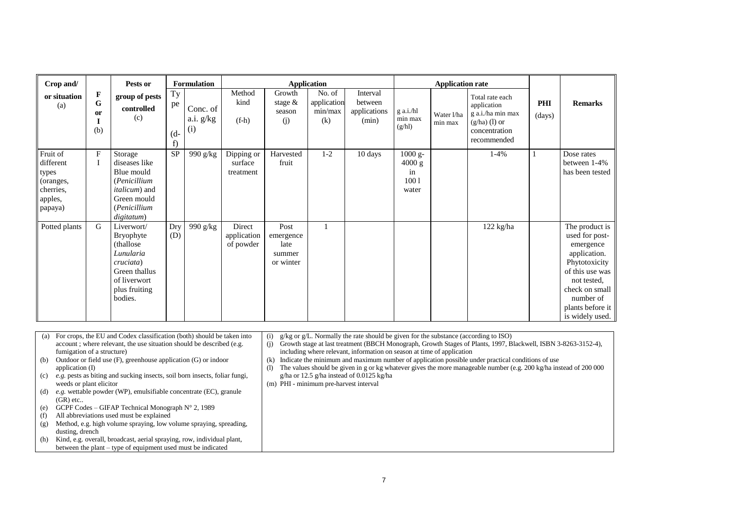| Crop and/ or situation (a) | F G or I (b) | Pests or group of pests controlled (c) | Formulation | | Application | | | | Application rate | | | PHI (days) | Remarks |
|---|---|---|---|---|---|---|---|---|---|---|---|---|---|
| | | | Type (d-f) | Conc. of a.i. g/kg (i) | Method kind (f-h) | Growth stage & season (j) | No. of application min/max (k) | Interval between applications (min) | g a.i./hl min max (g/hl) | Water l/ha min max | Total rate each application g a.i./ha min max (g/ha) (l) or concentration recommended | | |
| Fruit of different types (oranges, cherries, apples, papaya) | F I | Storage diseases like Blue mould (*Penicillium italicum*) and Green mould (*Penicillium digitatum*) | SP | 990 g/kg | Dipping or surface treatment | Harvested fruit | 1-2 | 10 days | 1000 g-4000 g in 100 l water | | 1-4% | 1 | Dose rates between 1-4% has been tested |
| Potted plants | G | Liverwort/ Bryophyte (thallose *Lunularia cruciata*) Green thallus of liverwort plus fruiting bodies. | Dry (D) | 990 g/kg | Direct application of powder | Post emergence late summer or winter | 1 | | | | 122 kg/ha | | The product is used for post-emergence application. Phytotoxicity of this use was not tested, check on small number of plants before it is widely used. |

(a) For crops, the EU and Codex classification (both) should be taken into account ; where relevant, the use situation should be described (e.g. fumigation of a structure)
(b) Outdoor or field use (F), greenhouse application (G) or indoor application (I)
(c) *e.g.* pests as biting and sucking insects, soil born insects, foliar fungi, weeds or plant elicitor
(d) *e.g.* wettable powder (WP), emulsifiable concentrate (EC), granule (GR) etc..
(e) GCPF Codes – GIFAP Technical Monograph N° 2, 1989
(f) All abbreviations used must be explained
(g) Method, e.g. high volume spraying, low volume spraying, spreading, dusting, drench
(h) Kind, e.g. overall, broadcast, aerial spraying, row, individual plant, between the plant – type of equipment used must be indicated

(i) g/kg or g/L. Normally the rate should be given for the substance (according to ISO)
(j) Growth stage at last treatment (BBCH Monograph, Growth Stages of Plants, 1997, Blackwell, ISBN 3-8263-3152-4), including where relevant, information on season at time of application
(k) Indicate the minimum and maximum number of application possible under practical conditions of use
(l) The values should be given in g or kg whatever gives the more manageable number (e.g. 200 kg/ha instead of 200 000 g/ha or 12.5 g/ha instead of 0.0125 kg/ha
(m) PHI - minimum pre-harvest interval